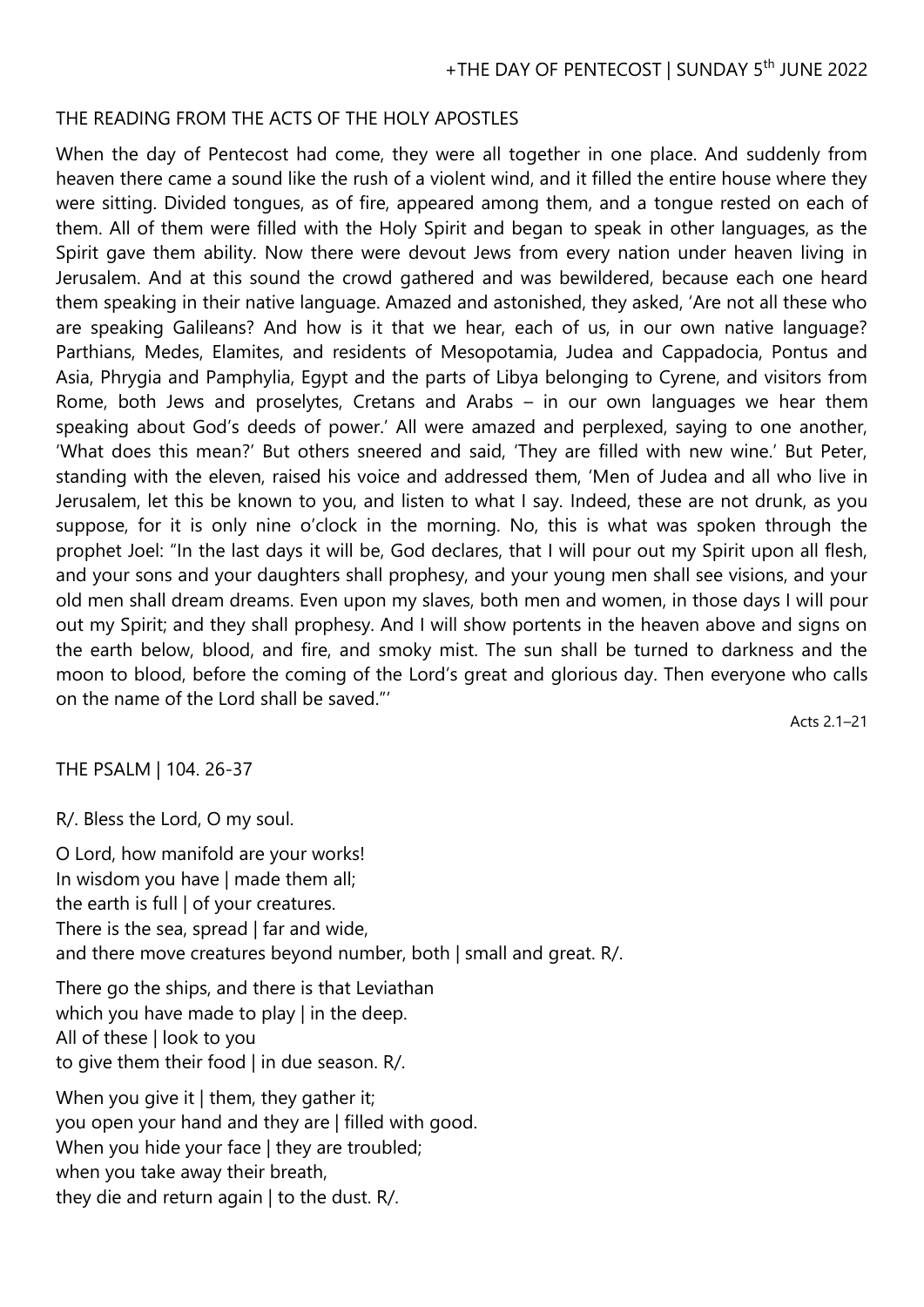+THE DAY OF PENTECOST | SUNDAY 5th JUNE 2022

## THE READING FROM THE ACTS OF THE HOLY APOSTLES

When the day of Pentecost had come, they were all together in one place. And suddenly from heaven there came a sound like the rush of a violent wind, and it filled the entire house where they were sitting. Divided tongues, as of fire, appeared among them, and a tongue rested on each of them. All of them were filled with the Holy Spirit and began to speak in other languages, as the Spirit gave them ability. Now there were devout Jews from every nation under heaven living in Jerusalem. And at this sound the crowd gathered and was bewildered, because each one heard them speaking in their native language. Amazed and astonished, they asked, 'Are not all these who are speaking Galileans? And how is it that we hear, each of us, in our own native language? Parthians, Medes, Elamites, and residents of Mesopotamia, Judea and Cappadocia, Pontus and Asia, Phrygia and Pamphylia, Egypt and the parts of Libya belonging to Cyrene, and visitors from Rome, both Jews and proselytes, Cretans and Arabs – in our own languages we hear them speaking about God's deeds of power.' All were amazed and perplexed, saying to one another, 'What does this mean?' But others sneered and said, 'They are filled with new wine.' But Peter, standing with the eleven, raised his voice and addressed them, 'Men of Judea and all who live in Jerusalem, let this be known to you, and listen to what I say. Indeed, these are not drunk, as you suppose, for it is only nine o'clock in the morning. No, this is what was spoken through the prophet Joel: "In the last days it will be, God declares, that I will pour out my Spirit upon all flesh, and your sons and your daughters shall prophesy, and your young men shall see visions, and your old men shall dream dreams. Even upon my slaves, both men and women, in those days I will pour out my Spirit; and they shall prophesy. And I will show portents in the heaven above and signs on the earth below, blood, and fire, and smoky mist. The sun shall be turned to darkness and the moon to blood, before the coming of the Lord's great and glorious day. Then everyone who calls on the name of the Lord shall be saved."'

Acts 2.1–21

## THE PSALM | 104. 26-37

R/. Bless the Lord, O my soul.

O Lord, how manifold are your works!
In wisdom you have | made them all;
the earth is full | of your creatures.
There is the sea, spread | far and wide,
and there move creatures beyond number, both | small and great. R/.

There go the ships, and there is that Leviathan
which you have made to play | in the deep.
All of these | look to you
to give them their food | in due season. R/.

When you give it | them, they gather it;
you open your hand and they are | filled with good.
When you hide your face | they are troubled;
when you take away their breath,
they die and return again | to the dust. R/.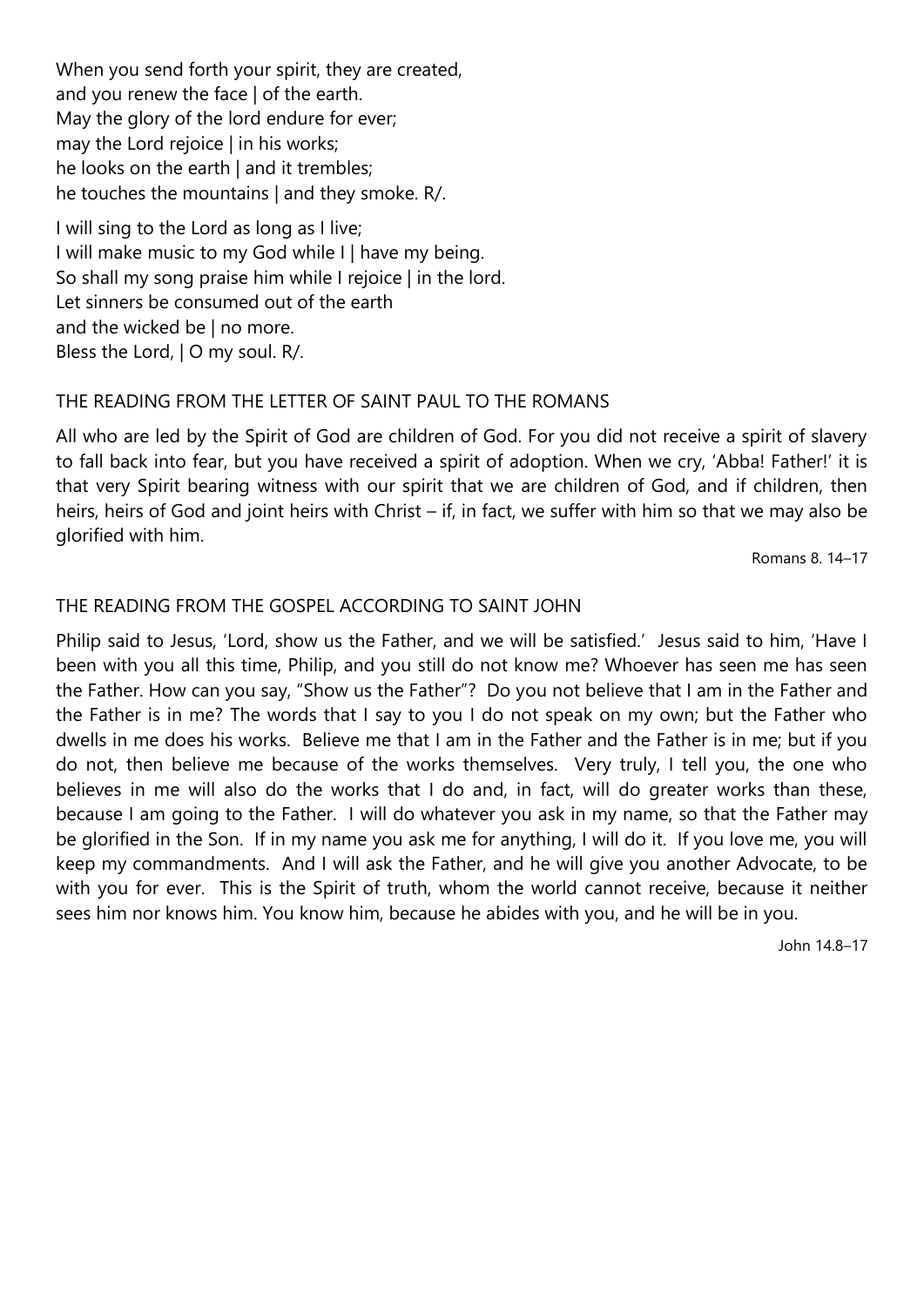When you send forth your spirit, they are created,
and you renew the face | of the earth.
May the glory of the lord endure for ever;
may the Lord rejoice | in his works;
he looks on the earth | and it trembles;
he touches the mountains | and they smoke. R/.

I will sing to the Lord as long as I live;
I will make music to my God while I | have my being.
So shall my song praise him while I rejoice | in the lord.
Let sinners be consumed out of the earth
and the wicked be | no more.
Bless the Lord, | O my soul. R/.

## THE READING FROM THE LETTER OF SAINT PAUL TO THE ROMANS

All who are led by the Spirit of God are children of God. For you did not receive a spirit of slavery to fall back into fear, but you have received a spirit of adoption. When we cry, 'Abba! Father!' it is that very Spirit bearing witness with our spirit that we are children of God, and if children, then heirs, heirs of God and joint heirs with Christ – if, in fact, we suffer with him so that we may also be glorified with him.

Romans 8. 14–17

## THE READING FROM THE GOSPEL ACCORDING TO SAINT JOHN

Philip said to Jesus, 'Lord, show us the Father, and we will be satisfied.' Jesus said to him, 'Have I been with you all this time, Philip, and you still do not know me? Whoever has seen me has seen the Father. How can you say, "Show us the Father"? Do you not believe that I am in the Father and the Father is in me? The words that I say to you I do not speak on my own; but the Father who dwells in me does his works. Believe me that I am in the Father and the Father is in me; but if you do not, then believe me because of the works themselves. Very truly, I tell you, the one who believes in me will also do the works that I do and, in fact, will do greater works than these, because I am going to the Father. I will do whatever you ask in my name, so that the Father may be glorified in the Son. If in my name you ask me for anything, I will do it. If you love me, you will keep my commandments. And I will ask the Father, and he will give you another Advocate, to be with you for ever. This is the Spirit of truth, whom the world cannot receive, because it neither sees him nor knows him. You know him, because he abides with you, and he will be in you.

John 14.8–17